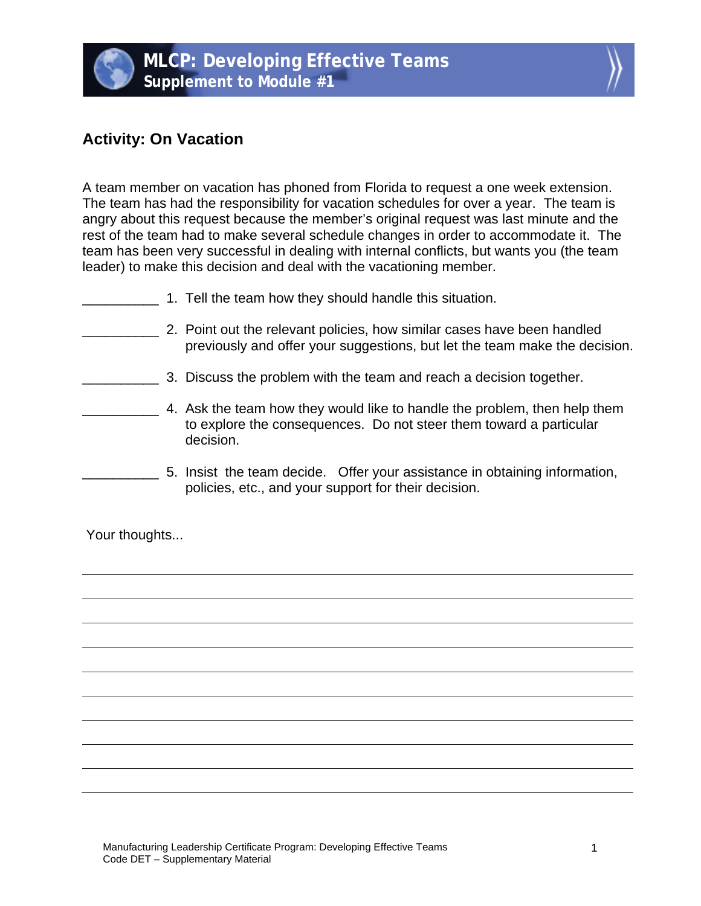# MLCP: Developing Effective Teams
## Supplement to Module #1

### Activity: On Vacation

A team member on vacation has phoned from Florida to request a one week extension. The team has had the responsibility for vacation schedules for over a year. The team is angry about this request because the member's original request was last minute and the rest of the team had to make several schedule changes in order to accommodate it. The team has been very successful in dealing with internal conflicts, but wants you (the team leader) to make this decision and deal with the vacationing member.

__________ 1. Tell the team how they should handle this situation.

__________ 2. Point out the relevant policies, how similar cases have been handled previously and offer your suggestions, but let the team make the decision.

__________ 3. Discuss the problem with the team and reach a decision together.

__________ 4. Ask the team how they would like to handle the problem, then help them to explore the consequences. Do not steer them toward a particular decision.

__________ 5. Insist the team decide. Offer your assistance in obtaining information, policies, etc., and your support for their decision.

Your thoughts...

______________________________________________________________________

______________________________________________________________________

______________________________________________________________________

______________________________________________________________________

______________________________________________________________________

______________________________________________________________________

______________________________________________________________________

______________________________________________________________________

______________________________________________________________________

Manufacturing Leadership Certificate Program: Developing Effective Teams
Code DET – Supplementary Material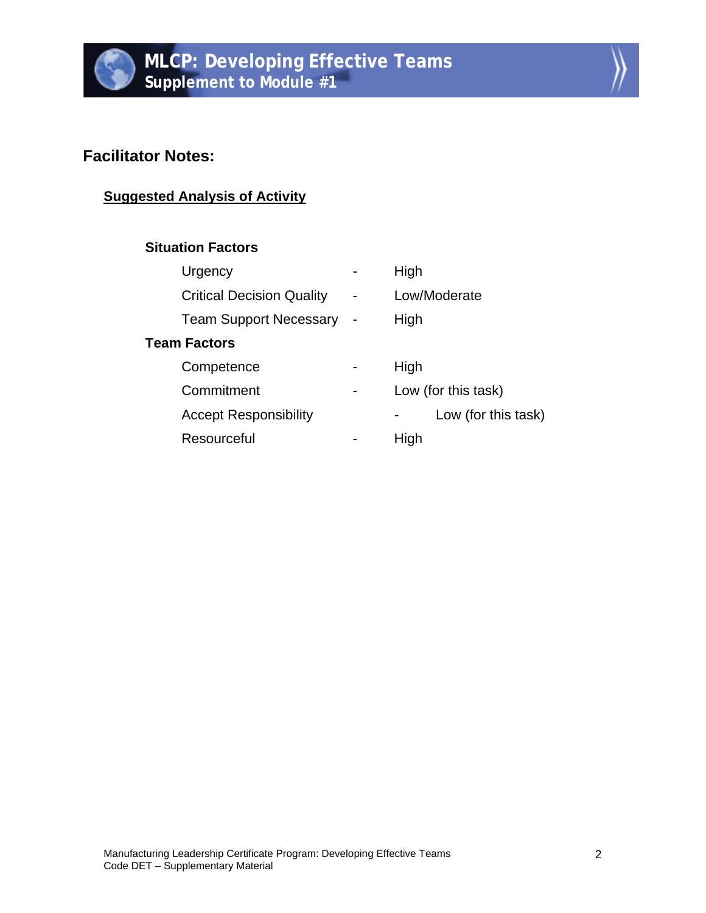## Facilitator Notes:

### Suggested Analysis of Activity

**Situation Factors**

| | | |
|---|---|---|
| Urgency | - | High |
| Critical Decision Quality | - | Low/Moderate |
| Team Support Necessary | - | High |

**Team Factors**

| | | |
|---|---|---|
| Competence | - | High |
| Commitment | - | Low (for this task) |
| Accept Responsibility | - | Low (for this task) |
| Resourceful | - | High |